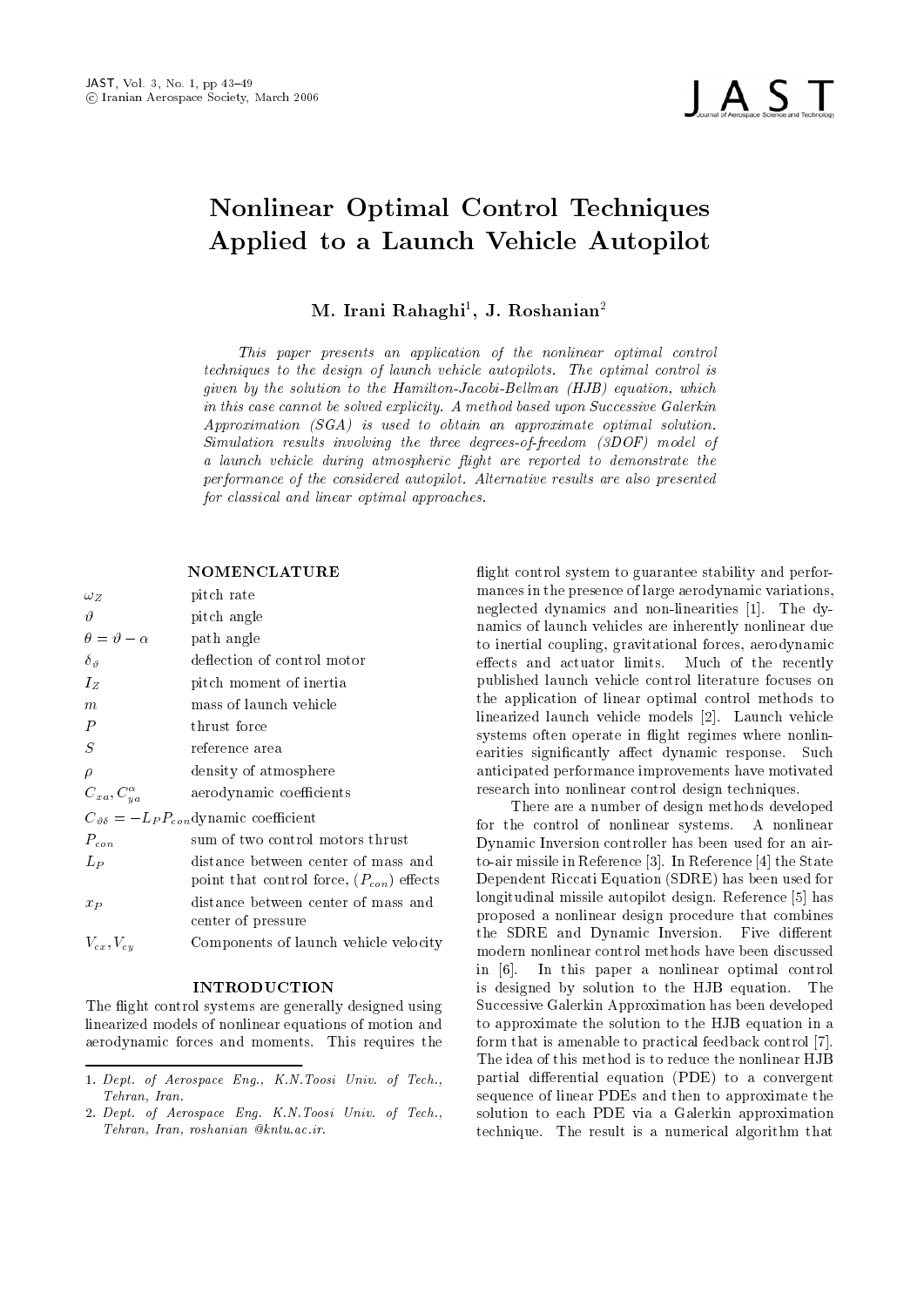# Nonlinear Optimal Control Techniques Applied to a Launch Vehicle Autopilot

**M. Irani Rahaghi[1], J. Roshanian[2]**

*This paper presents an application of the nonlinear optimal control techniques to the design of launch vehicle autopilots. The optimal control is given by the solution to the Hamilton-Jacobi-Bellman (HJB) equation, which in this case cannot be solved explicity. A method based upon Successive Galerkin Approximation (SGA) is used to obtain an approximate optimal solution. Simulation results involving the three degrees-of-freedom (3DOF) model of a launch vehicle during atmospheric flight are reported to demonstrate the performance of the considered autopilot. Alternative results are also presented for classical and linear optimal approaches.*

## NOMENCLATURE

| | |
|---|---|
| $\omega_Z$ | pitch rate |
| $\vartheta$ | pitch angle |
| $\theta = \vartheta - \alpha$ | path angle |
| $\delta_\vartheta$ | deflection of control motor |
| $I_Z$ | pitch moment of inertia |
| $m$ | mass of launch vehicle |
| $P$ | thrust force |
| $S$ | reference area |
| $\rho$ | density of atmosphere |
| $C_{xa}, C_{ya}^{\alpha}$ | aerodynamic coefficients |
| $C_{\vartheta\delta} = -L_P P_{con}$ | dynamic coefficient |
| $P_{con}$ | sum of two control motors thrust |
| $L_P$ | distance between center of mass and point that control force, ($P_{con}$) effects |
| $x_P$ | distance between center of mass and center of pressure |
| $V_{cx}, V_{cy}$ | Components of launch vehicle velocity |

## INTRODUCTION

The flight control systems are generally designed using linearized models of nonlinear equations of motion and aerodynamic forces and moments. This requires the flight control system to guarantee stability and performances in the presence of large aerodynamic variations, neglected dynamics and non-linearities [1]. The dynamics of launch vehicles are inherently nonlinear due to inertial coupling, gravitational forces, aerodynamic effects and actuator limits. Much of the recently published launch vehicle control literature focuses on the application of linear optimal control methods to linearized launch vehicle models [2]. Launch vehicle systems often operate in flight regimes where nonlinearities significantly affect dynamic response. Such anticipated performance improvements have motivated research into nonlinear control design techniques.

There are a number of design methods developed for the control of nonlinear systems. A nonlinear Dynamic Inversion controller has been used for an air-to-air missile in Reference [3]. In Reference [4] the State Dependent Riccati Equation (SDRE) has been used for longitudinal missile autopilot design. Reference [5] has proposed a nonlinear design procedure that combines the SDRE and Dynamic Inversion. Five different modern nonlinear control methods have been discussed in [6]. In this paper a nonlinear optimal control is designed by solution to the HJB equation. The Successive Galerkin Approximation has been developed to approximate the solution to the HJB equation in a form that is amenable to practical feedback control [7]. The idea of this method is to reduce the nonlinear HJB partial differential equation (PDE) to a convergent sequence of linear PDEs and then to approximate the solution to each PDE via a Galerkin approximation technique. The result is a numerical algorithm that

---

1. *Dept. of Aerospace Eng., K.N.Toosi Univ. of Tech., Tehran, Iran.*
2. *Dept. of Aerospace Eng. K.N.Toosi Univ. of Tech., Tehran, Iran, roshanian @kntu.ac.ir.*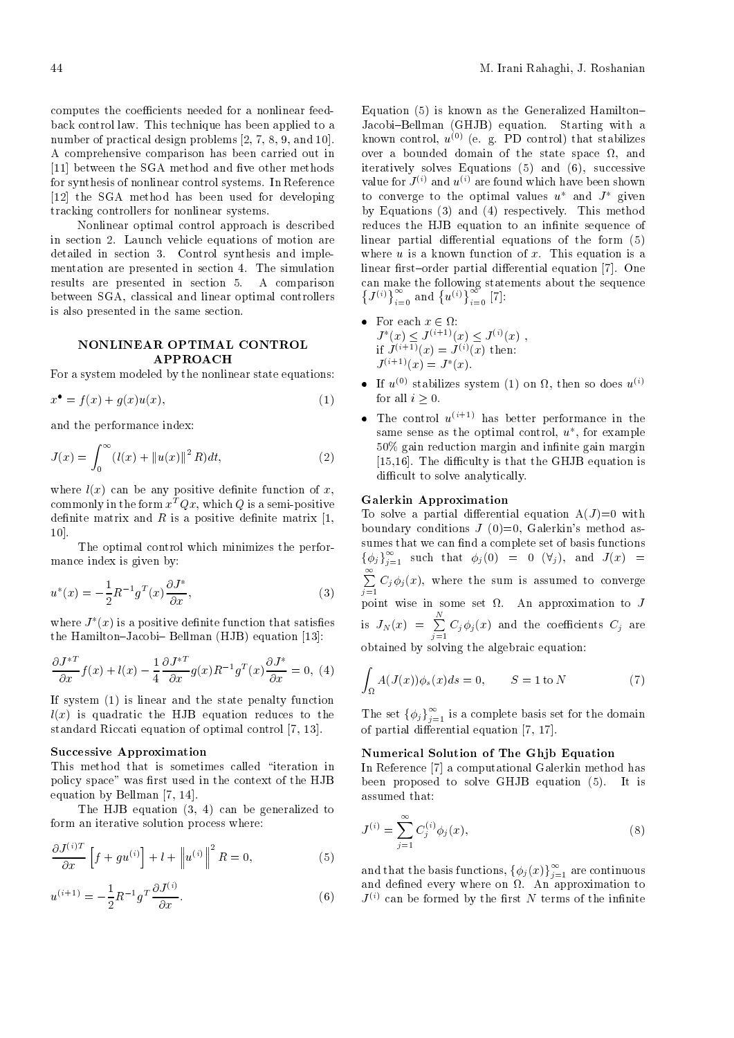computes the coefficients needed for a nonlinear feedback control law. This technique has been applied to a number of practical design problems [2, 7, 8, 9, and 10]. A comprehensive comparison has been carried out in [11] between the SGA method and five other methods for synthesis of nonlinear control systems. In Reference [12] the SGA method has been used for developing tracking controllers for nonlinear systems.

Nonlinear optimal control approach is described in section 2. Launch vehicle equations of motion are detailed in section 3. Control synthesis and implementation are presented in section 4. The simulation results are presented in section 5. A comparison between SGA, classical and linear optimal controllers is also presented in the same section.

## NONLINEAR OPTIMAL CONTROL APPROACH

For a system modeled by the nonlinear state equations:

$$x^{\bullet} = f(x) + g(x)u(x), \tag{1}$$

and the performance index:

$$J(x) = \int_0^{\infty} (l(x) + \|u(x)\|^2 R)dt, \tag{2}$$

where $l(x)$ can be any positive definite function of $x$, commonly in the form $x^T Qx$, which $Q$ is a semi-positive definite matrix and $R$ is a positive definite matrix [1, 10].

The optimal control which minimizes the performance index is given by:

$$u^*(x) = -\frac{1}{2}R^{-1}g^T(x)\frac{\partial J^*}{\partial x}, \tag{3}$$

where $J^*(x)$ is a positive definite function that satisfies the Hamilton–Jacobi– Bellman (HJB) equation [13]:

$$\frac{\partial J^{*T}}{\partial x}f(x) + l(x) - \frac{1}{4}\frac{\partial J^{*T}}{\partial x}g(x)R^{-1}g^T(x)\frac{\partial J^*}{\partial x} = 0, \tag{4}$$

If system (1) is linear and the state penalty function $l(x)$ is quadratic the HJB equation reduces to the standard Riccati equation of optimal control [7, 13].

### Successive Approximation

This method that is sometimes called "iteration in policy space" was first used in the context of the HJB equation by Bellman [7, 14].

The HJB equation (3, 4) can be generalized to form an iterative solution process where:

$$\frac{\partial J^{(i)T}}{\partial x}\left[f + gu^{(i)}\right] + l + \left\|u^{(i)}\right\|^2 R = 0, \tag{5}$$

$$u^{(i+1)} = -\frac{1}{2}R^{-1}g^T\frac{\partial J^{(i)}}{\partial x}. \tag{6}$$

Equation (5) is known as the Generalized Hamilton–Jacobi–Bellman (GHJB) equation. Starting with a known control, $u^{(0)}$ (e. g. PD control) that stabilizes over a bounded domain of the state space $\Omega$, and iteratively solves Equations (5) and (6), successive value for $J^{(i)}$ and $u^{(i)}$ are found which have been shown to converge to the optimal values $u^*$ and $J^*$ given by Equations (3) and (4) respectively. This method reduces the HJB equation to an infinite sequence of linear partial differential equations of the form (5) where $u$ is a known function of $x$. This equation is a linear first–order partial differential equation [7]. One can make the following statements about the sequence $\left\{J^{(i)}\right\}_{i=0}^{\infty}$ and $\left\{u^{(i)}\right\}_{i=0}^{\infty}$ [7]:

- For each $x \in \Omega$:
  $J^*(x) \leq J^{(i+1)}(x) \leq J^{(i)}(x)$ ,
  if $J^{(i+1)}(x) = J^{(i)}(x)$ then:
  $J^{(i+1)}(x) = J^*(x)$.
- If $u^{(0)}$ stabilizes system (1) on $\Omega$, then so does $u^{(i)}$ for all $i \geq 0$.
- The control $u^{(i+1)}$ has better performance in the same sense as the optimal control, $u^*$, for example 50% gain reduction margin and infinite gain margin [15,16]. The difficulty is that the GHJB equation is difficult to solve analytically.

### Galerkin Approximation

To solve a partial differential equation A($J$)=0 with boundary conditions $J$ (0)=0, Galerkin's method assumes that we can find a complete set of basis functions $\{\phi_j\}_{j=1}^{\infty}$ such that $\phi_j(0) = 0$ $(\forall_j)$, and $J(x) = \sum_{j=1}^{\infty} C_j\phi_j(x)$, where the sum is assumed to converge point wise in some set $\Omega$. An approximation to $J$ is $J_N(x) = \sum_{j=1}^{N} C_j\phi_j(x)$ and the coefficients $C_j$ are obtained by solving the algebraic equation:

$$\int_{\Omega} A(J(x))\phi_s(x)ds = 0, \qquad S = 1 \text{ to } N \tag{7}$$

The set $\{\phi_j\}_{j=1}^{\infty}$ is a complete basis set for the domain of partial differential equation [7, 17].

### Numerical Solution of The Ghjb Equation

In Reference [7] a computational Galerkin method has been proposed to solve GHJB equation (5). It is assumed that:

$$J^{(i)} = \sum_{j=1}^{\infty} C_j^{(i)}\phi_j(x), \tag{8}$$

and that the basis functions, $\{\phi_j(x)\}_{j=1}^{\infty}$ are continuous and defined every where on $\Omega$. An approximation to $J^{(i)}$ can be formed by the first $N$ terms of the infinite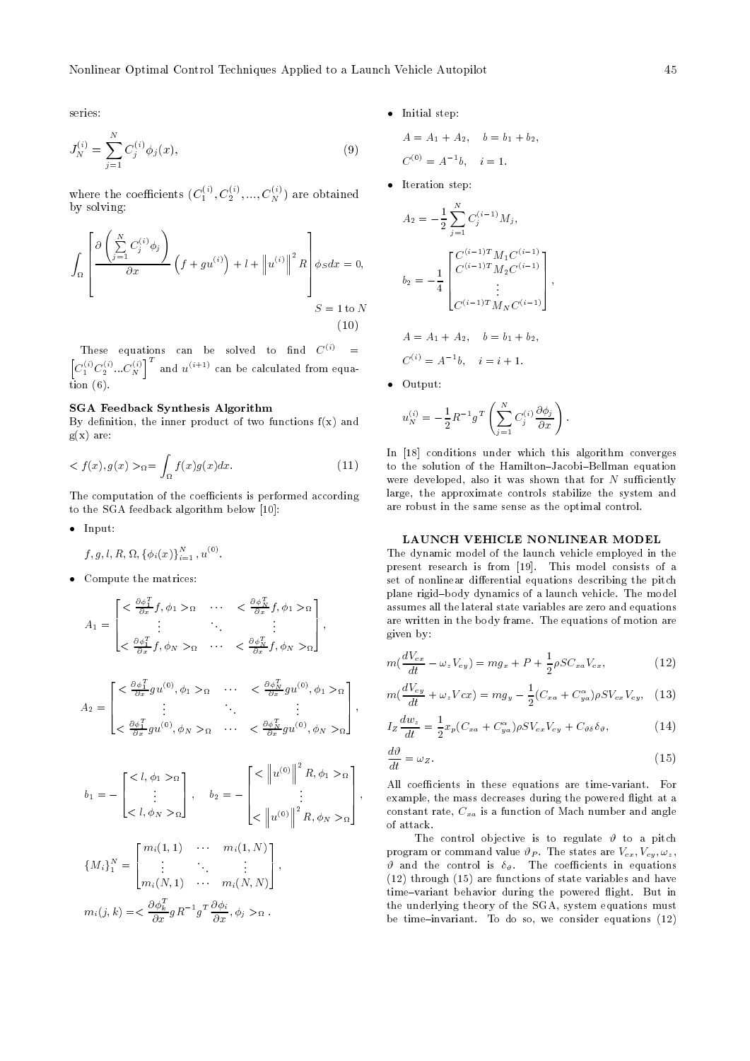series:

$$J_N^{(i)} = \sum_{j=1}^{N} C_j^{(i)} \phi_j(x), \tag{9}$$

where the coefficients $(C_1^{(i)}, C_2^{(i)}, ..., C_N^{(i)})$ are obtained by solving:

$$\int_\Omega \left[ \frac{\partial \left( \sum_{j=1}^{N} C_j^{(i)} \phi_j \right)}{\partial x} \left( f + g u^{(i)} \right) + l + \left\| u^{(i)} \right\|^2 R \right] \phi_S dx = 0,$$

$$S = 1 \text{ to } N \tag{10}$$

These equations can be solved to find $C^{(i)} = \left[ C_1^{(i)} C_2^{(i)} ... C_N^{(i)} \right]^T$ and $u^{(i+1)}$ can be calculated from equation (6).

**SGA Feedback Synthesis Algorithm**

By definition, the inner product of two functions f(x) and g(x) are:

$$< f(x), g(x) >_\Omega = \int_\Omega f(x) g(x) dx. \tag{11}$$

The computation of the coefficients is performed according to the SGA feedback algorithm below [10]:

- Input:

  $f, g, l, R, \Omega, \{\phi_i(x)\}_{i=1}^N, u^{(0)}$.

- Compute the matrices:

$$A_1 = \begin{bmatrix} < \frac{\partial \phi_1^T}{\partial x} f, \phi_1 >_\Omega & \cdots & < \frac{\partial \phi_N^T}{\partial x} f, \phi_1 >_\Omega \\ \vdots & \ddots & \vdots \\ < \frac{\partial \phi_1^T}{\partial x} f, \phi_N >_\Omega & \cdots & < \frac{\partial \phi_N^T}{\partial x} f, \phi_N >_\Omega \end{bmatrix},$$

$$A_2 = \begin{bmatrix} < \frac{\partial \phi_1^T}{\partial x} g u^{(0)}, \phi_1 >_\Omega & \cdots & < \frac{\partial \phi_N^T}{\partial x} g u^{(0)}, \phi_1 >_\Omega \\ \vdots & \ddots & \vdots \\ < \frac{\partial \phi_1^T}{\partial x} g u^{(0)}, \phi_N >_\Omega & \cdots & < \frac{\partial \phi_N^T}{\partial x} g u^{(0)}, \phi_N >_\Omega \end{bmatrix},$$

$$b_1 = - \begin{bmatrix} < l, \phi_1 >_\Omega \\ \vdots \\ < l, \phi_N >_\Omega \end{bmatrix}, \quad b_2 = - \begin{bmatrix} < \left\| u^{(0)} \right\|^2 R, \phi_1 >_\Omega \\ \vdots \\ < \left\| u^{(0)} \right\|^2 R, \phi_N >_\Omega \end{bmatrix},$$

$$\{M_i\}_1^N = \begin{bmatrix} m_i(1,1) & \cdots & m_i(1,N) \\ \vdots & \ddots & \vdots \\ m_i(N,1) & \cdots & m_i(N,N) \end{bmatrix},$$

$$m_i(j,k) = < \frac{\partial \phi_k^T}{\partial x} g R^{-1} g^T \frac{\partial \phi_i}{\partial x}, \phi_j >_\Omega .$$

- Initial step:

$$A = A_1 + A_2, \quad b = b_1 + b_2,$$

$$C^{(0)} = A^{-1} b, \quad i = 1.$$

- Iteration step:

$$A_2 = -\frac{1}{2} \sum_{j=1}^{N} C_j^{(i-1)} M_j,$$

$$b_2 = -\frac{1}{4} \begin{bmatrix} C^{(i-1)T} M_1 C^{(i-1)} \\ C^{(i-1)T} M_2 C^{(i-1)} \\ \vdots \\ C^{(i-1)T} M_N C^{(i-1)} \end{bmatrix},$$

$$A = A_1 + A_2, \quad b = b_1 + b_2,$$

$$C^{(i)} = A^{-1} b, \quad i = i + 1.$$

- Output:

$$u_N^{(i)} = -\frac{1}{2} R^{-1} g^T \left( \sum_{j=1}^{N} C_j^{(i)} \frac{\partial \phi_j}{\partial x} \right).$$

In [18] conditions under which this algorithm converges to the solution of the Hamilton–Jacobi–Bellman equation were developed, also it was shown that for N sufficiently large, the approximate controls stabilize the system and are robust in the same sense as the optimal control.

## LAUNCH VEHICLE NONLINEAR MODEL

The dynamic model of the launch vehicle employed in the present research is from [19]. This model consists of a set of nonlinear differential equations describing the pitch plane rigid–body dynamics of a launch vehicle. The model assumes all the lateral state variables are zero and equations are written in the body frame. The equations of motion are given by:

$$m(\frac{dV_{cx}}{dt} - \omega_z V_{cy}) = m g_x + P + \frac{1}{2} \rho S C_{xa} V_{cx}, \tag{12}$$

$$m(\frac{dV_{cy}}{dt} + \omega_z V cx) = m g_y - \frac{1}{2} (C_{xa} + C_{ya}^{\alpha}) \rho S V_{cx} V_{cy}, \tag{13}$$

$$I_Z \frac{dw_z}{dt} = \frac{1}{2} x_p (C_{xa} + C_{ya}^{\alpha}) \rho S V_{cx} V_{cy} + C_{\vartheta \delta} \delta_\vartheta, \tag{14}$$

$$\frac{d\vartheta}{dt} = \omega_Z. \tag{15}$$

All coefficients in these equations are time-variant. For example, the mass decreases during the powered flight at a constant rate, $C_{xa}$ is a function of Mach number and angle of attack.

The control objective is to regulate $\vartheta$ to a pitch program or command value $\vartheta_P$. The states are $V_{cx}, V_{cy}, \omega_z$, $\vartheta$ and the control is $\delta_\vartheta$. The coefficients in equations (12) through (15) are functions of state variables and have time–variant behavior during the powered flight. But in the underlying theory of the SGA, system equations must be time–invariant. To do so, we consider equations (12)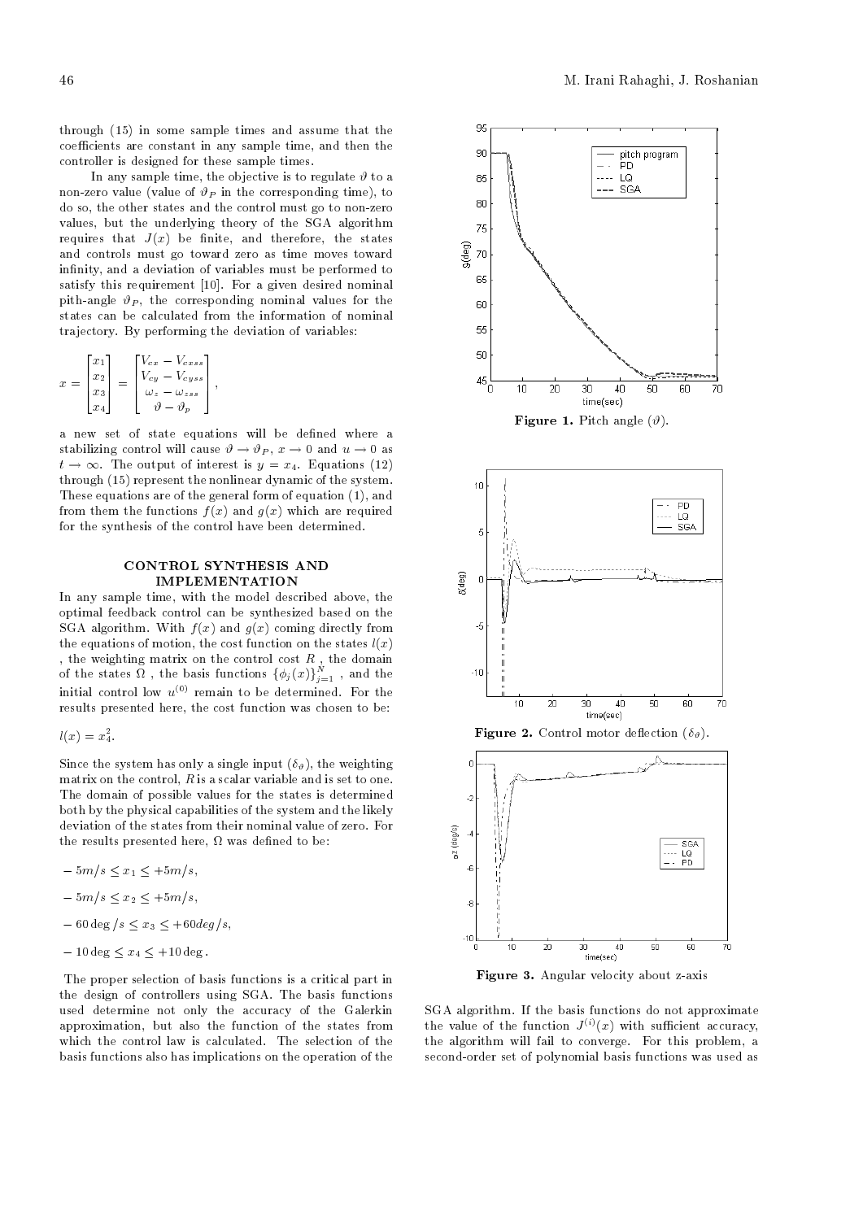through (15) in some sample times and assume that the coefficients are constant in any sample time, and then the controller is designed for these sample times.

In any sample time, the objective is to regulate $\vartheta$ to a non-zero value (value of $\vartheta_P$ in the corresponding time), to do so, the other states and the control must go to non-zero values, but the underlying theory of the SGA algorithm requires that $J(x)$ be finite, and therefore, the states and controls must go toward zero as time moves toward infinity, and a deviation of variables must be performed to satisfy this requirement [10]. For a given desired nominal pith-angle $\vartheta_P$, the corresponding nominal values for the states can be calculated from the information of nominal trajectory. By performing the deviation of variables:

$$x = \begin{bmatrix} x_1 \\ x_2 \\ x_3 \\ x_4 \end{bmatrix} = \begin{bmatrix} V_{cx} - V_{cxss} \\ V_{cy} - V_{cyss} \\ \omega_z - \omega_{zss} \\ \vartheta - \vartheta_p \end{bmatrix},$$

a new set of state equations will be defined where a stabilizing control will cause $\vartheta \to \vartheta_P$, $x \to 0$ and $u \to 0$ as $t \to \infty$. The output of interest is $y = x_4$. Equations (12) through (15) represent the nonlinear dynamic of the system. These equations are of the general form of equation (1), and from them the functions $f(x)$ and $g(x)$ which are required for the synthesis of the control have been determined.

## CONTROL SYNTHESIS AND IMPLEMENTATION

In any sample time, with the model described above, the optimal feedback control can be synthesized based on the SGA algorithm. With $f(x)$ and $g(x)$ coming directly from the equations of motion, the cost function on the states $l(x)$, the weighting matrix on the control cost $R$, the domain of the states $\Omega$, the basis functions $\{\phi_j(x)\}_{j=1}^{N}$, and the initial control low $u^{(0)}$ remain to be determined. For the results presented here, the cost function was chosen to be:

$$l(x) = x_4^2.$$

Since the system has only a single input ($\delta_\vartheta$), the weighting matrix on the control, $R$ is a scalar variable and is set to one. The domain of possible values for the states is determined both by the physical capabilities of the system and the likely deviation of the states from their nominal value of zero. For the results presented here, $\Omega$ was defined to be:

$$-5m/s \leq x_1 \leq +5m/s,$$

$$-5m/s \leq x_2 \leq +5m/s,$$

$$-60\deg/s \leq x_3 \leq +60deg/s,$$

$$-10\deg \leq x_4 \leq +10\deg.$$

The proper selection of basis functions is a critical part in the design of controllers using SGA. The basis functions used determine not only the accuracy of the Galerkin approximation, but also the function of the states from which the control law is calculated. The selection of the basis functions also has implications on the operation of the SGA algorithm. If the basis functions do not approximate the value of the function $J^{(i)}(x)$ with sufficient accuracy, the algorithm will fail to converge. For this problem, a second-order set of polynomial basis functions was used as

**Figure 1.** Pitch angle ($\vartheta$).

**Figure 2.** Control motor deflection ($\delta_\vartheta$).

**Figure 3.** Angular velocity about z-axis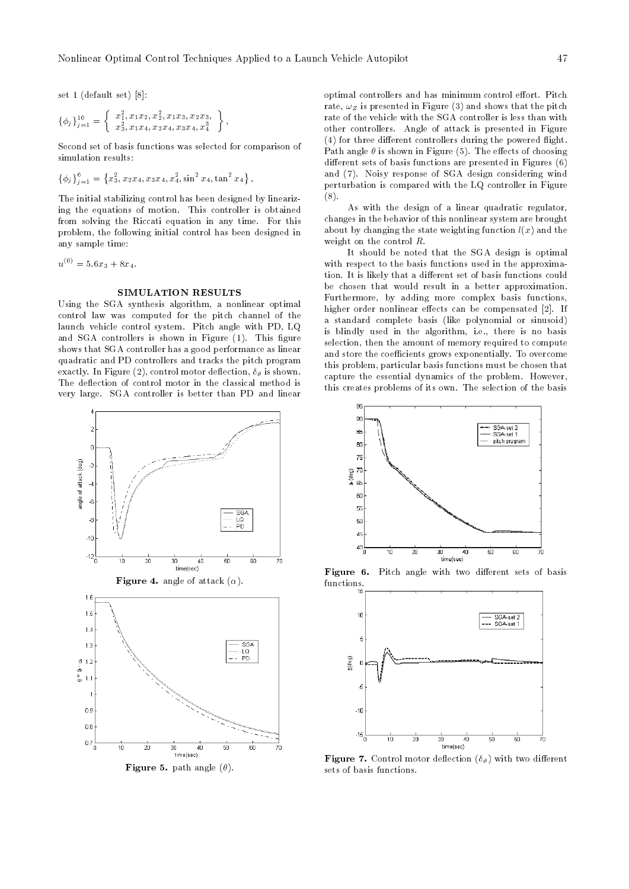set 1 (default set) [8]:

$$\{\phi_j\}_{j=1}^{10} = \left\{ \begin{array}{c} x_1^2, x_1x_2, x_2^2, x_1x_3, x_2x_3, \\ x_3^2, x_1x_4, x_2x_4, x_3x_4, x_4^3 \end{array} \right\},$$

Second set of basis functions was selected for comparison of simulation results:

$$\{\phi_j\}_{j=1}^{6} = \left\{x_3^2, x_2x_4, x_3x_4, x_4^2, \sin^2 x_4, \tan^2 x_4\right\},$$

The initial stabilizing control has been designed by linearizing the equations of motion. This controller is obtained from solving the Riccati equation in any time. For this problem, the following initial control has been designed in any sample time:

$$u^{(0)} = 5.6x_3 + 8x_4.$$

## SIMULATION RESULTS

Using the SGA synthesis algorithm, a nonlinear optimal control law was computed for the pitch channel of the launch vehicle control system. Pitch angle with PD, LQ and SGA controllers is shown in Figure (1). This figure shows that SGA controller has a good performance as linear quadratic and PD controllers and tracks the pitch program exactly. In Figure (2), control motor deflection, $\delta_\vartheta$ is shown. The deflection of control motor in the classical method is very large. SGA controller is better than PD and linear optimal controllers and has minimum control effort. Pitch rate, $\omega_Z$ is presented in Figure (3) and shows that the pitch rate of the vehicle with the SGA controller is less than with other controllers. Angle of attack is presented in Figure (4) for three different controllers during the powered flight. Path angle $\theta$ is shown in Figure (5). The effects of choosing different sets of basis functions are presented in Figures (6) and (7). Noisy response of SGA design considering wind perturbation is compared with the LQ controller in Figure (8).

As with the design of a linear quadratic regulator, changes in the behavior of this nonlinear system are brought about by changing the state weighting function $l(x)$ and the weight on the control $R$.

It should be noted that the SGA design is optimal with respect to the basis functions used in the approximation. It is likely that a different set of basis functions could be chosen that would result in a better approximation. Furthermore, by adding more complex basis functions, higher order nonlinear effects can be compensated [2]. If a standard complete basis (like polynomial or sinusoid) is blindly used in the algorithm, i.e., there is no basis selection, then the amount of memory required to compute and store the coefficients grows exponentially. To overcome this problem, particular basis functions must be chosen that capture the essential dynamics of the problem. However, this creates problems of its own. The selection of the basis

**Figure 4.** angle of attack ($\alpha$).

**Figure 5.** path angle ($\theta$).

**Figure 6.** Pitch angle with two different sets of basis functions.

**Figure 7.** Control motor deflection ($\delta_\vartheta$) with two different sets of basis functions.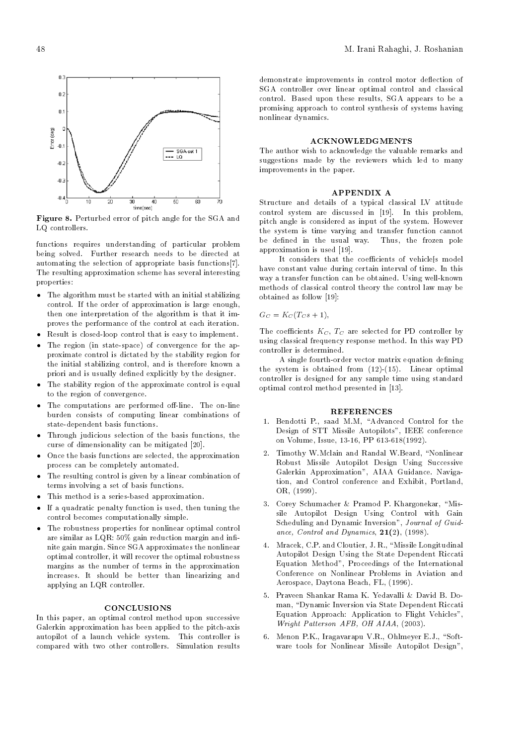**Figure 8.** Perturbed error of pitch angle for the SGA and LQ controllers.

functions requires understanding of particular problem being solved. Further research needs to be directed at automating the selection of appropriate basis functions[7]. The resulting approximation scheme has several interesting properties:

- The algorithm must be started with an initial stabilizing control. If the order of approximation is large enough, then one interpretation of the algorithm is that it improves the performance of the control at each iteration.
- Result is closed-loop control that is easy to implement.
- The region (in state-space) of convergence for the approximate control is dictated by the stability region for the initial stabilizing control, and is therefore known a priori and is usually defined explicitly by the designer.
- The stability region of the approximate control is equal to the region of convergence.
- The computations are performed off-line. The on-line burden consists of computing linear combinations of state-dependent basis functions.
- Through judicious selection of the basis functions, the curse of dimensionality can be mitigated [20].
- Once the basis functions are selected, the approximation process can be completely automated.
- The resulting control is given by a linear combination of terms involving a set of basis functions.
- This method is a series-based approximation.
- If a quadratic penalty function is used, then tuning the control becomes computationally simple.
- The robustness properties for nonlinear optimal control are similar as LQR: 50% gain reduction margin and infinite gain margin. Since SGA approximates the nonlinear optimal controller, it will recover the optimal robustness margins as the number of terms in the approximation increases. It should be better than linearizing and applying an LQR controller.

## CONCLUSIONS

In this paper, an optimal control method upon successive Galerkin approximation has been applied to the pitch-axis autopilot of a launch vehicle system. This controller is compared with two other controllers. Simulation results demonstrate improvements in control motor deflection of SGA controller over linear optimal control and classical control. Based upon these results, SGA appears to be a promising approach to control synthesis of systems having nonlinear dynamics.

## ACKNOWLEDGMENTS

The author wish to acknowledge the valuable remarks and suggestions made by the reviewers which led to many improvements in the paper.

## APPENDIX A

Structure and details of a typical classical LV attitude control system are discussed in [19]. In this problem, pitch angle is considered as input of the system. However the system is time varying and transfer function cannot be defined in the usual way. Thus, the frozen pole approximation is used [19].

It considers that the coefficients of vehicle[s model have constant value during certain interval of time. In this way a transfer function can be obtained. Using well-known methods of classical control theory the control law may be obtained as follow [19]:

$$G_C = K_C(T_C s + 1),$$

The coefficients $K_C$, $T_C$ are selected for PD controller by using classical frequency response method. In this way PD controller is determined.

A single fourth-order vector matrix equation defining the system is obtained from (12)-(15). Linear optimal controller is designed for any sample time using standard optimal control method presented in [13].

## REFERENCES

1. Bendotti P., saad M.M, "Advanced Control for the Design of STT Missile Autopilots", IEEE conference on Volume, Issue, 13-16, PP 613-618(1992).
2. Timothy W.Mclain and Randal W.Beard, "Nonlinear Robust Missile Autopilot Design Using Successive Galerkin Approximation", AIAA Guidance. Navigation, and Control conference and Exhibit, Portland, OR, (1999).
3. Corey Schumacher & Pramod P. Khargonekar, "Missile Autopilot Design Using Control with Gain Scheduling and Dynamic Inversion", *Journal of Guidance, Control and Dynamics*, **21(2)**, (1998).
4. Mracek, C.P. and Cloutier, J. R., "Missile Longitudinal Autopilot Design Using the State Dependent Riccati Equation Method", Proceedings of the International Conference on Nonlinear Problems in Aviation and Aerospace, Daytona Beach, FL, (1996).
5. Praveen Shankar Rama K. Yedavalli & David B. Doman, "Dynamic Inversion via State Dependent Riccati Equation Approach: Application to Flight Vehicles", *Wright Patterson AFB, OH AIAA*, (2003).
6. Menon P.K., Iragavarapu V.R., Ohlmeyer E.J., "Software tools for Nonlinear Missile Autopilot Design",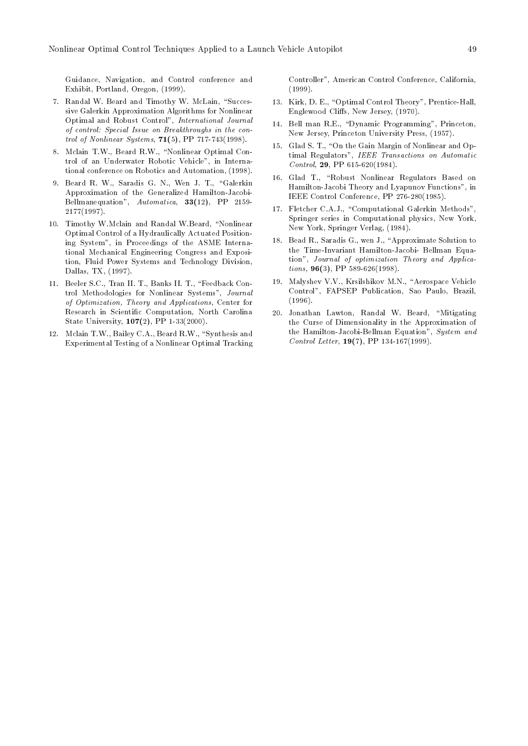Guidance, Navigation, and Control conference and Exhibit, Portland, Oregon, (1999).

7. Randal W. Beard and Timothy W. McLain, "Successive Galerkin Approximation Algorithms for Nonlinear Optimal and Robust Control", *International Journal of control: Special Issue on Breakthroughs in the control of Nonlinear Systems*, **71(5)**, PP 717-743(1998).
8. Mclain T.W., Beard R.W., "Nonlinear Optimal Control of an Underwater Robotic Vehicle", in International conference on Robotics and Automation, (1998).
9. Beard R. W., Saradis G. N., Wen J. T., "Galerkin Approximation of the Generalized Hamilton-Jacobi-Bellmanequation", *Automatica*, **33(12)**, PP 2159-2177(1997).
10. Timothy W.Mclain and Randal W.Beard, "Nonlinear Optimal Control of a Hydraulically Actuated Positioning System", in Proceedings of the ASME International Mechanical Engineering Congress and Exposition, Fluid Power Systems and Technology Division, Dallas, TX, (1997).
11. Beeler S.C., Tran H. T., Banks H. T., "Feedback Control Methodologies for Nonlinear Systems", *Journal of Optimization, Theory and Applications*, Center for Research in Scientific Computation, North Carolina State University, **107(2)**, PP 1-33(2000).
12. Mclain T.W., Bailey C.A., Beard R.W., "Synthesis and Experimental Testing of a Nonlinear Optimal Tracking Controller", American Control Conference, California, (1999).
13. Kirk, D. E., "Optimal Control Theory", Prentice-Hall, Englewood Cliffs, New Jersey, (1970).
14. Bell man R.E., "Dynamic Programming", Princeton, New Jersey, Princeton University Press, (1957).
15. Glad S. T., "On the Gain Margin of Nonlinear and Optimal Regulators", *IEEE Transactions on Automatic Control*, **29**, PP 615-620(1984).
16. Glad T., "Robust Nonlinear Regulators Based on Hamilton-Jacobi Theory and Lyapunov Functions", in IEEE Control Conference, PP 276-280(1985).
17. Fletcher C.A.J., "Computational Galerkin Methods", Springer series in Computational physics, New York, New York, Springer Verlag, (1984).
18. Bead R., Saradis G., wen J., "Approximate Solution to the Time-Invariant Hamilton-Jacobi- Bellman Equation", *Journal of optimization Theory and Applications*, **96(3)**, PP 589-626(1998).
19. Malyshev V.V., Krsilshikov M.N., "Aerospace Vehicle Control", FAPSEP Publication, Sao Paulo, Brazil, (1996).
20. Jonathan Lawton, Randal W. Beard, "Mitigating the Curse of Dimensionality in the Approximation of the Hamilton-Jacobi-Bellman Equation", *System and Control Letter*, **19(7)**, PP 134-167(1999).